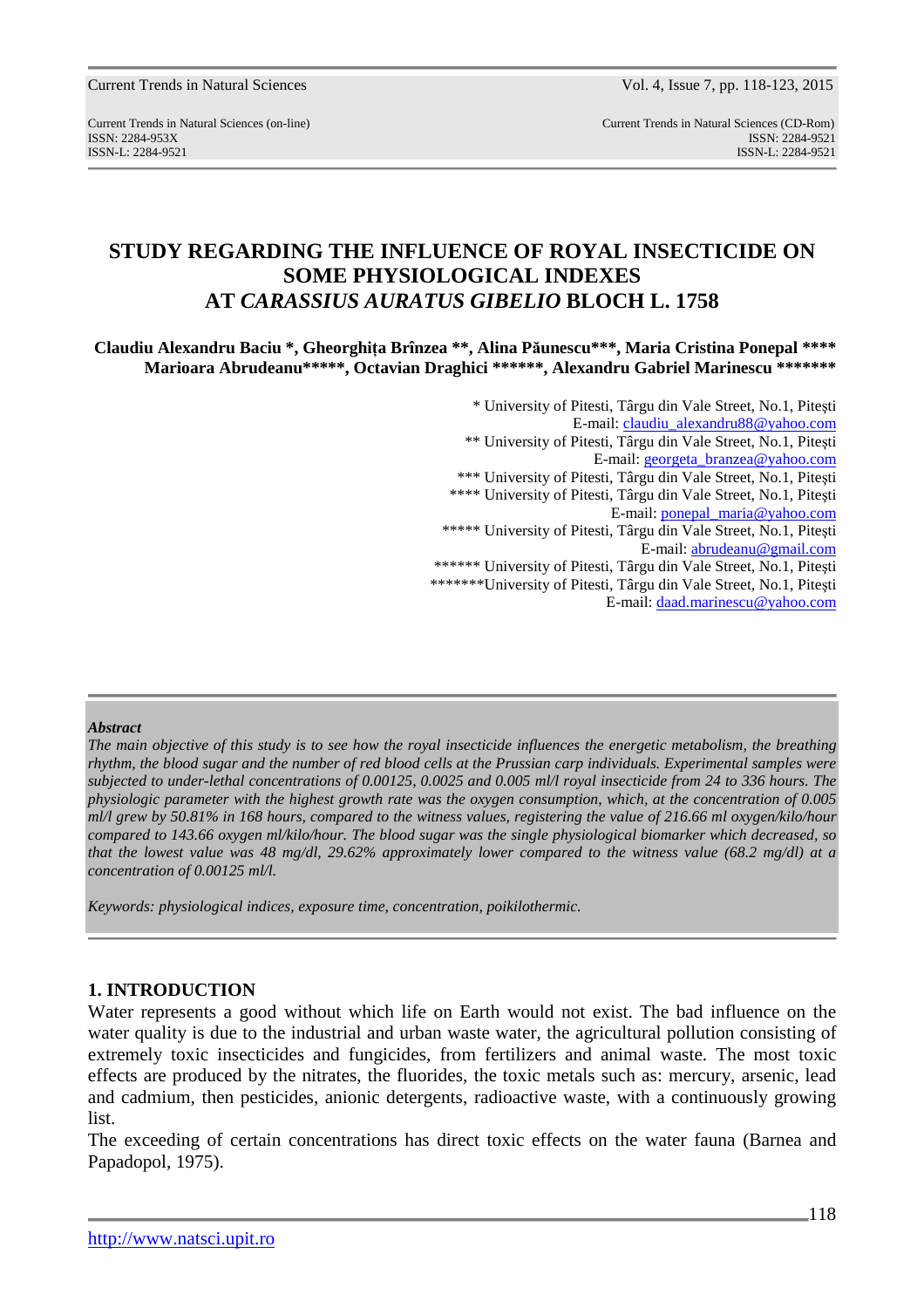# STUDY REGARDING THE INFLUENCE OF ROYAL INSECTICIDE ON SOME PHYSIOLOGICAL INDEXES AT *CARASSIUS AURATUS GIBELIO* BLOCH L. 1758

**Claudiu Alexandru Baciu \*, Gheorghița Brînzea \*\*, Alina Păunescu\*\*\*, Maria Cristina Ponepal \*\*\*\* Marioara Abrudeanu\*\*\*\*\*, Octavian Draghici \*\*\*\*\*\*, Alexandru Gabriel Marinescu \*\*\*\*\*\*\***

\* University of Pitesti, Târgu din Vale Street, No.1, Pitești
E-mail: claudiu_alexandru88@yahoo.com
\*\* University of Pitesti, Târgu din Vale Street, No.1, Pitești
E-mail: georgeta_branzea@yahoo.com
\*\*\* University of Pitesti, Târgu din Vale Street, No.1, Pitești
\*\*\*\* University of Pitesti, Târgu din Vale Street, No.1, Pitești
E-mail: ponepal_maria@yahoo.com
\*\*\*\*\* University of Pitesti, Târgu din Vale Street, No.1, Pitești
E-mail: abrudeanu@gmail.com
\*\*\*\*\*\* University of Pitesti, Târgu din Vale Street, No.1, Pitești
\*\*\*\*\*\*\*University of Pitesti, Târgu din Vale Street, No.1, Pitești
E-mail: daad.marinescu@yahoo.com

***Abstract***

*The main objective of this study is to see how the royal insecticide influences the energetic metabolism, the breathing rhythm, the blood sugar and the number of red blood cells at the Prussian carp individuals. Experimental samples were subjected to under-lethal concentrations of 0.00125, 0.0025 and 0.005 ml/l royal insecticide from 24 to 336 hours. The physiologic parameter with the highest growth rate was the oxygen consumption, which, at the concentration of 0.005 ml/l grew by 50.81% in 168 hours, compared to the witness values, registering the value of 216.66 ml oxygen/kilo/hour compared to 143.66 oxygen ml/kilo/hour. The blood sugar was the single physiological biomarker which decreased, so that the lowest value was 48 mg/dl, 29.62% approximately lower compared to the witness value (68.2 mg/dl) at a concentration of 0.00125 ml/l.*

*Keywords: physiological indices, exposure time, concentration, poikilothermic.*

## 1. INTRODUCTION

Water represents a good without which life on Earth would not exist. The bad influence on the water quality is due to the industrial and urban waste water, the agricultural pollution consisting of extremely toxic insecticides and fungicides, from fertilizers and animal waste. The most toxic effects are produced by the nitrates, the fluorides, the toxic metals such as: mercury, arsenic, lead and cadmium, then pesticides, anionic detergents, radioactive waste, with a continuously growing list.

The exceeding of certain concentrations has direct toxic effects on the water fauna (Barnea and Papadopol, 1975).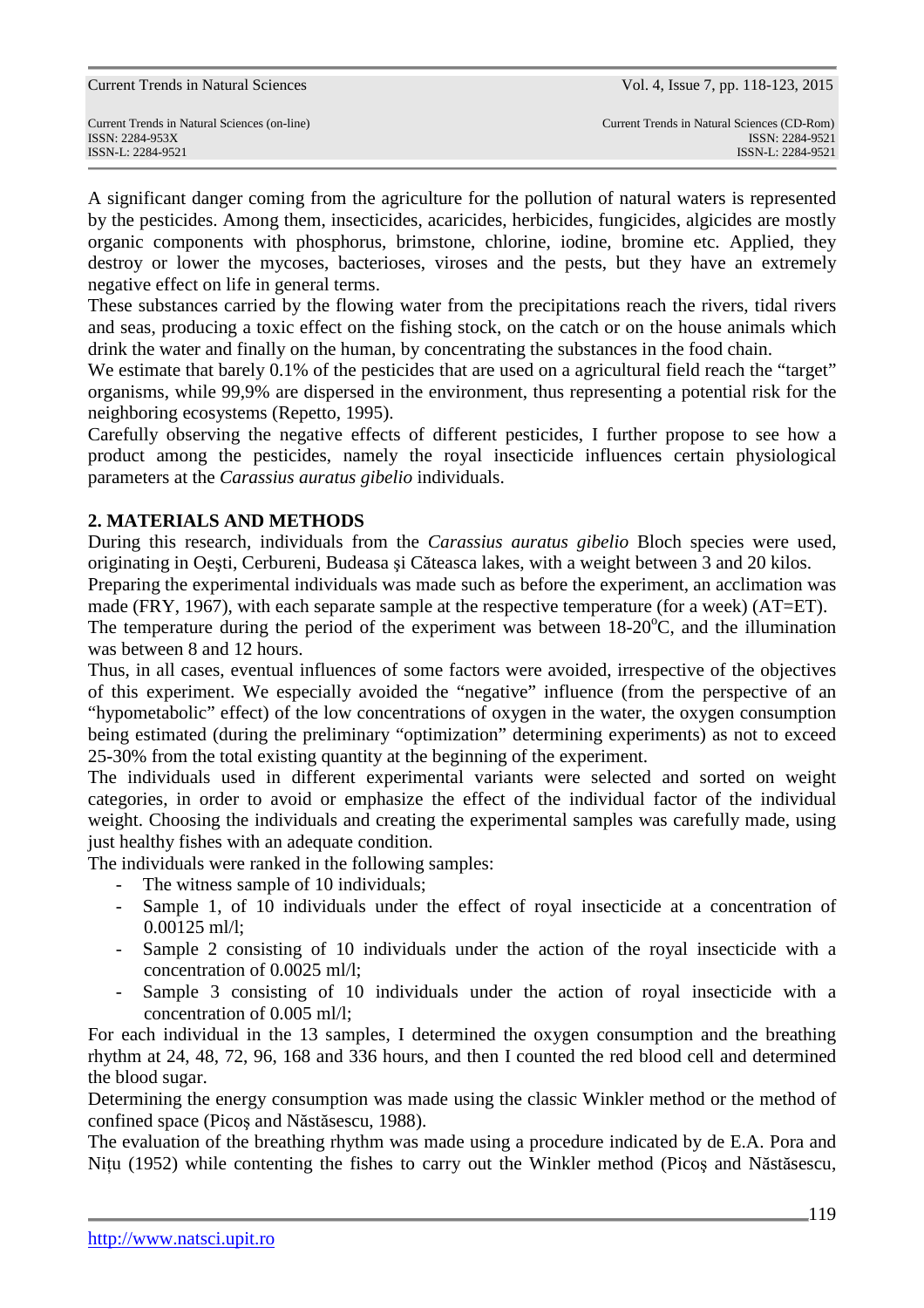A significant danger coming from the agriculture for the pollution of natural waters is represented by the pesticides. Among them, insecticides, acaricides, herbicides, fungicides, algicides are mostly organic components with phosphorus, brimstone, chlorine, iodine, bromine etc. Applied, they destroy or lower the mycoses, bacterioses, viroses and the pests, but they have an extremely negative effect on life in general terms.

These substances carried by the flowing water from the precipitations reach the rivers, tidal rivers and seas, producing a toxic effect on the fishing stock, on the catch or on the house animals which drink the water and finally on the human, by concentrating the substances in the food chain.

We estimate that barely 0.1% of the pesticides that are used on a agricultural field reach the "target" organisms, while 99,9% are dispersed in the environment, thus representing a potential risk for the neighboring ecosystems (Repetto, 1995).

Carefully observing the negative effects of different pesticides, I further propose to see how a product among the pesticides, namely the royal insecticide influences certain physiological parameters at the *Carassius auratus gibelio* individuals.

## 2. MATERIALS AND METHODS

During this research, individuals from the *Carassius auratus gibelio* Bloch species were used, originating in Oeşti, Cerbureni, Budeasa şi Căteasca lakes, with a weight between 3 and 20 kilos.

Preparing the experimental individuals was made such as before the experiment, an acclimation was made (FRY, 1967), with each separate sample at the respective temperature (for a week) (AT=ET).

The temperature during the period of the experiment was between 18-20$^{o}$C, and the illumination was between 8 and 12 hours.

Thus, in all cases, eventual influences of some factors were avoided, irrespective of the objectives of this experiment. We especially avoided the "negative" influence (from the perspective of an "hypometabolic" effect) of the low concentrations of oxygen in the water, the oxygen consumption being estimated (during the preliminary "optimization" determining experiments) as not to exceed 25-30% from the total existing quantity at the beginning of the experiment.

The individuals used in different experimental variants were selected and sorted on weight categories, in order to avoid or emphasize the effect of the individual factor of the individual weight. Choosing the individuals and creating the experimental samples was carefully made, using just healthy fishes with an adequate condition.

The individuals were ranked in the following samples:

- The witness sample of 10 individuals;
- Sample 1, of 10 individuals under the effect of royal insecticide at a concentration of 0.00125 ml/l;
- Sample 2 consisting of 10 individuals under the action of the royal insecticide with a concentration of 0.0025 ml/l;
- Sample 3 consisting of 10 individuals under the action of royal insecticide with a concentration of 0.005 ml/l;

For each individual in the 13 samples, I determined the oxygen consumption and the breathing rhythm at 24, 48, 72, 96, 168 and 336 hours, and then I counted the red blood cell and determined the blood sugar.

Determining the energy consumption was made using the classic Winkler method or the method of confined space (Picoş and Năstăsescu, 1988).

The evaluation of the breathing rhythm was made using a procedure indicated by de E.A. Pora and Nițu (1952) while contenting the fishes to carry out the Winkler method (Picoş and Năstăsescu,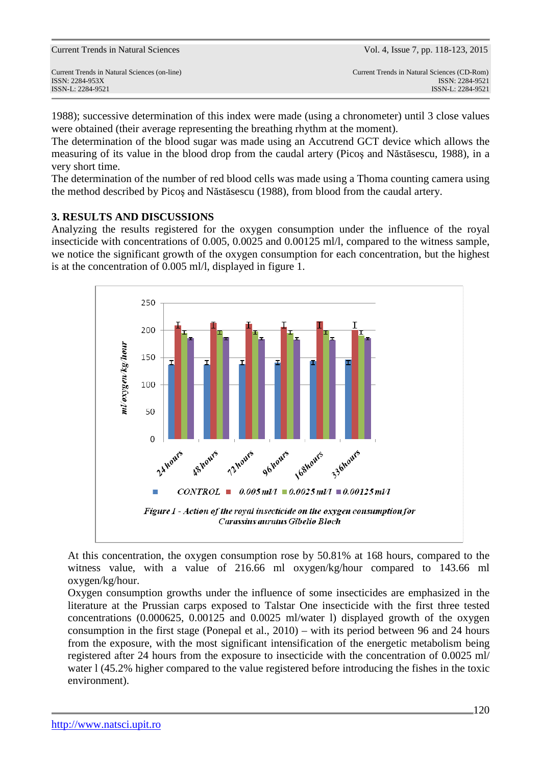1988); successive determination of this index were made (using a chronometer) until 3 close values were obtained (their average representing the breathing rhythm at the moment).
The determination of the blood sugar was made using an Accutrend GCT device which allows the measuring of its value in the blood drop from the caudal artery (Picoş and Năstăsescu, 1988), in a very short time.
The determination of the number of red blood cells was made using a Thoma counting camera using the method described by Picoş and Năstăsescu (1988), from blood from the caudal artery.

## 3. RESULTS AND DISCUSSIONS

Analyzing the results registered for the oxygen consumption under the influence of the royal insecticide with concentrations of 0.005, 0.0025 and 0.00125 ml/l, compared to the witness sample, we notice the significant growth of the oxygen consumption for each concentration, but the highest is at the concentration of 0.005 ml/l, displayed in figure 1.

ml oxygen/kg/hour
250
200
150
100
50
0
24 hours
48 hours
72 hours
96 hours
168hours
336hours
CONTROL
0.005 ml/l
0.0025 ml/l
0.00125 ml/l

*Figure 1 - Action of the royal insecticide on the oxygen consumption for Carassius auratus Gibelio Bloch*

At this concentration, the oxygen consumption rose by 50.81% at 168 hours, compared to the witness value, with a value of 216.66 ml oxygen/kg/hour compared to 143.66 ml oxygen/kg/hour.
Oxygen consumption growths under the influence of some insecticides are emphasized in the literature at the Prussian carps exposed to Talstar One insecticide with the first three tested concentrations (0.000625, 0.00125 and 0.0025 ml/water l) displayed growth of the oxygen consumption in the first stage (Ponepal et al., 2010) – with its period between 96 and 24 hours from the exposure, with the most significant intensification of the energetic metabolism being registered after 24 hours from the exposure to insecticide with the concentration of 0.0025 ml/ water l (45.2% higher compared to the value registered before introducing the fishes in the toxic environment).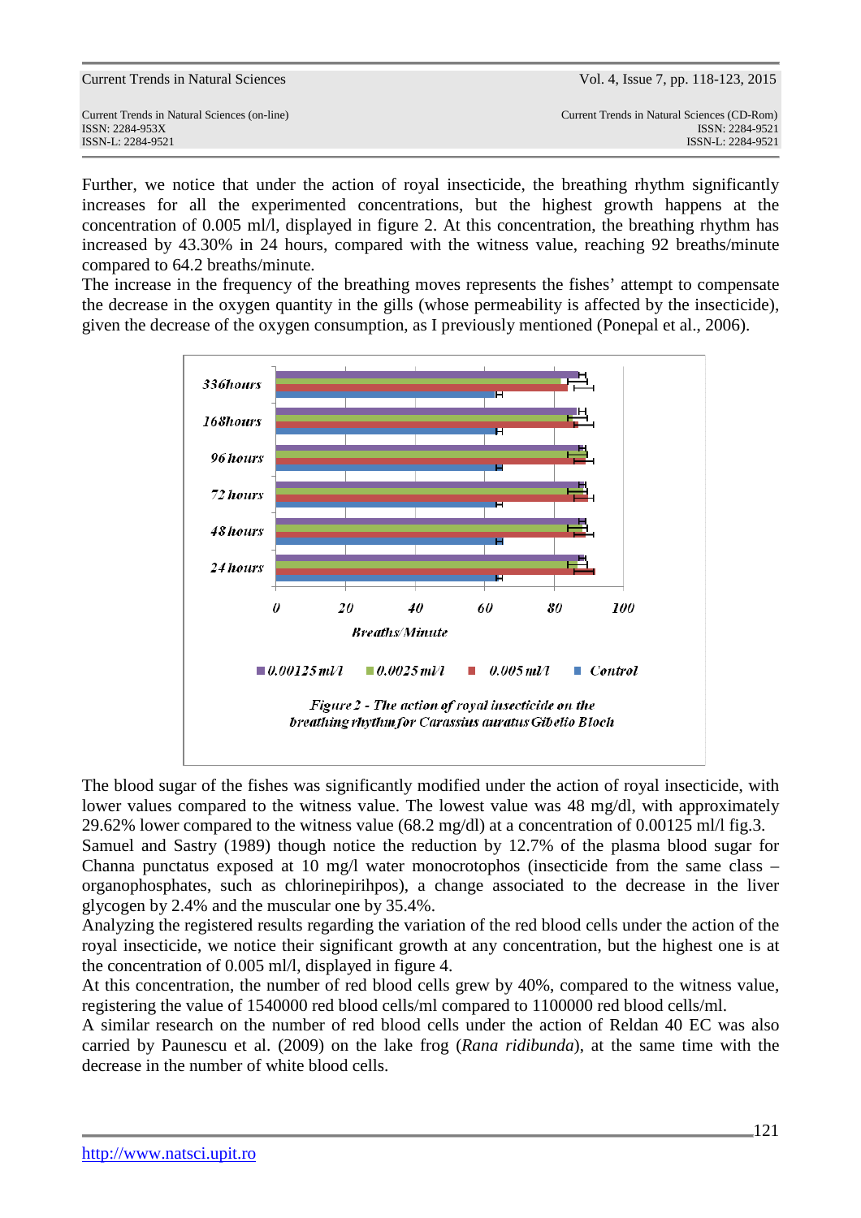Further, we notice that under the action of royal insecticide, the breathing rhythm significantly increases for all the experimented concentrations, but the highest growth happens at the concentration of 0.005 ml/l, displayed in figure 2. At this concentration, the breathing rhythm has increased by 43.30% in 24 hours, compared with the witness value, reaching 92 breaths/minute compared to 64.2 breaths/minute.

The increase in the frequency of the breathing moves represents the fishes' attempt to compensate the decrease in the oxygen quantity in the gills (whose permeability is affected by the insecticide), given the decrease of the oxygen consumption, as I previously mentioned (Ponepal et al., 2006).

336hours
168hours
96 hours
72 hours
48 hours
24 hours

0 20 40 60 80 100

Breaths/Minute

0.00125 ml/l  0.0025 ml/l  0.005 ml/l  Control

*Figure 2 - The action of royal insecticide on the breathing rhythm for Carassius auratus Gibelio Bloch*

The blood sugar of the fishes was significantly modified under the action of royal insecticide, with lower values compared to the witness value. The lowest value was 48 mg/dl, with approximately 29.62% lower compared to the witness value (68.2 mg/dl) at a concentration of 0.00125 ml/l fig.3.

Samuel and Sastry (1989) though notice the reduction by 12.7% of the plasma blood sugar for Channa punctatus exposed at 10 mg/l water monocrotophos (insecticide from the same class – organophosphates, such as chlorinepirihpos), a change associated to the decrease in the liver glycogen by 2.4% and the muscular one by 35.4%.

Analyzing the registered results regarding the variation of the red blood cells under the action of the royal insecticide, we notice their significant growth at any concentration, but the highest one is at the concentration of 0.005 ml/l, displayed in figure 4.

At this concentration, the number of red blood cells grew by 40%, compared to the witness value, registering the value of 1540000 red blood cells/ml compared to 1100000 red blood cells/ml.

A similar research on the number of red blood cells under the action of Reldan 40 EC was also carried by Paunescu et al. (2009) on the lake frog (*Rana ridibunda*), at the same time with the decrease in the number of white blood cells.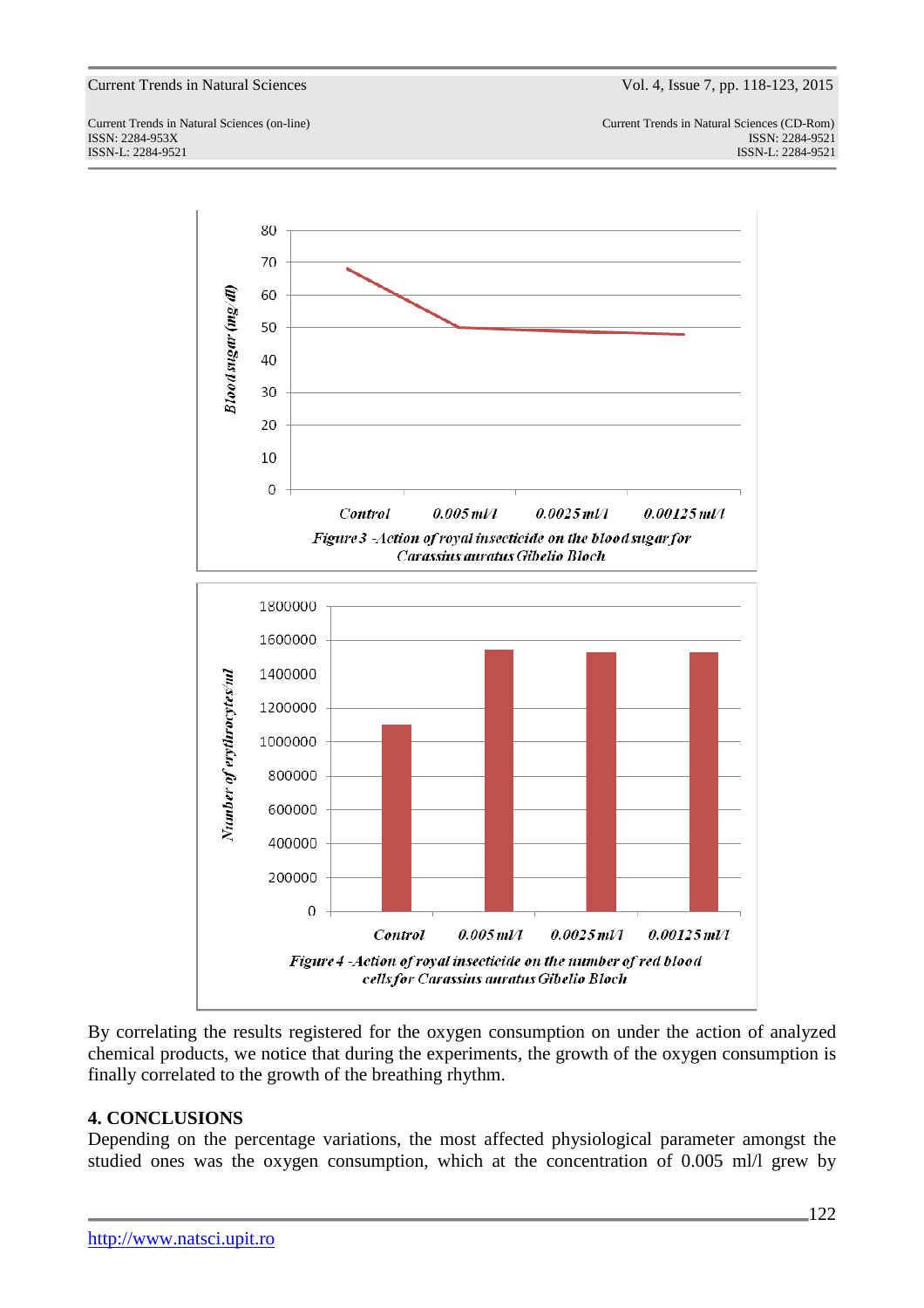80
70
60
50
40
30
20
10
0

*Blood sugar (mg/dl)*

*Control* *0.005 ml/l* *0.0025 ml/l* *0.00125 ml/l*

*Figure 3 -Action of royal insecticide on the blood sugar for Carassius auratus Gibelio Bloch*

1800000
1600000
1400000
1200000
1000000
800000
600000
400000
200000
0

*Number of erythrocytes/ml*

*Control* *0.005 ml/l* *0.0025 ml/l* *0.00125 ml/l*

*Figure 4 -Action of royal insecticide on the number of red blood cells for Carassius auratus Gibelio Bloch*

By correlating the results registered for the oxygen consumption on under the action of analyzed chemical products, we notice that during the experiments, the growth of the oxygen consumption is finally correlated to the growth of the breathing rhythm.

## 4. CONCLUSIONS

Depending on the percentage variations, the most affected physiological parameter amongst the studied ones was the oxygen consumption, which at the concentration of 0.005 ml/l grew by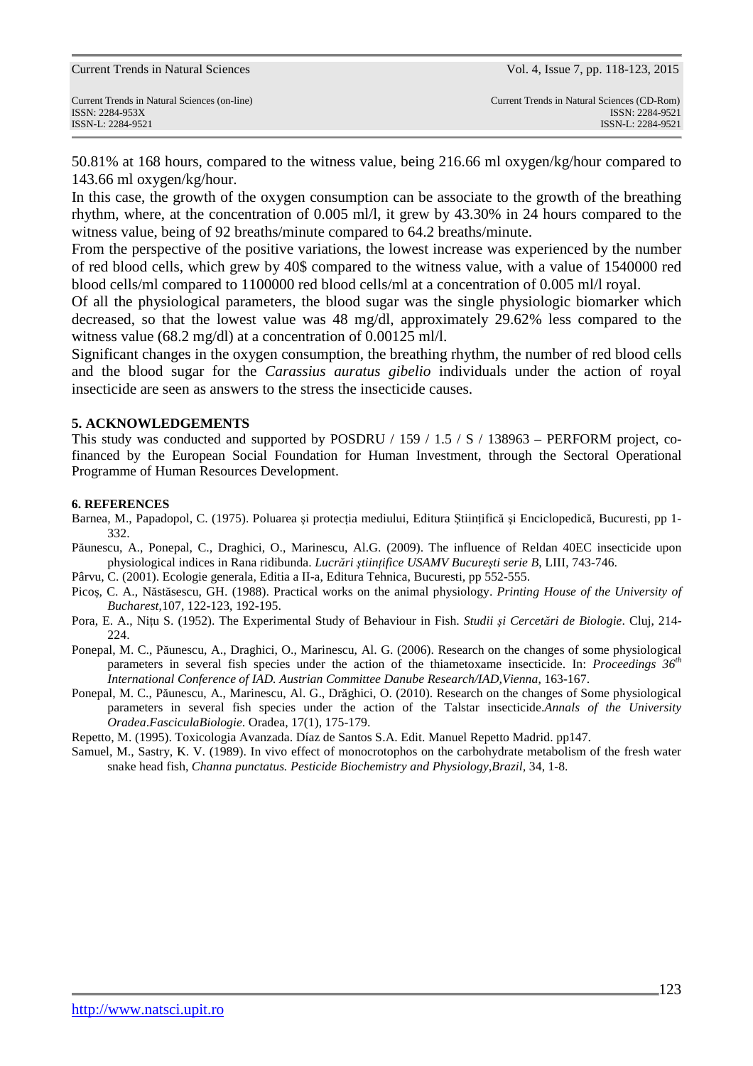50.81% at 168 hours, compared to the witness value, being 216.66 ml oxygen/kg/hour compared to 143.66 ml oxygen/kg/hour.

In this case, the growth of the oxygen consumption can be associate to the growth of the breathing rhythm, where, at the concentration of 0.005 ml/l, it grew by 43.30% in 24 hours compared to the witness value, being of 92 breaths/minute compared to 64.2 breaths/minute.

From the perspective of the positive variations, the lowest increase was experienced by the number of red blood cells, which grew by 40$ compared to the witness value, with a value of 1540000 red blood cells/ml compared to 1100000 red blood cells/ml at a concentration of 0.005 ml/l royal.

Of all the physiological parameters, the blood sugar was the single physiologic biomarker which decreased, so that the lowest value was 48 mg/dl, approximately 29.62% less compared to the witness value (68.2 mg/dl) at a concentration of 0.00125 ml/l.

Significant changes in the oxygen consumption, the breathing rhythm, the number of red blood cells and the blood sugar for the *Carassius auratus gibelio* individuals under the action of royal insecticide are seen as answers to the stress the insecticide causes.

## 5. ACKNOWLEDGEMENTS

This study was conducted and supported by POSDRU / 159 / 1.5 / S / 138963 – PERFORM project, co-financed by the European Social Foundation for Human Investment, through the Sectoral Operational Programme of Human Resources Development.

## 6. REFERENCES

Barnea, M., Papadopol, C. (1975). Poluarea şi protecția mediului, Editura Ştiințifică şi Enciclopedică, Bucuresti, pp 1-332.

Păunescu, A., Ponepal, C., Draghici, O., Marinescu, Al.G. (2009). The influence of Reldan 40EC insecticide upon physiological indices in Rana ridibunda. *Lucrări științifice USAMV București serie B*, LIII, 743-746.

Pârvu, C. (2001). Ecologie generala, Editia a II-a, Editura Tehnica, Bucuresti, pp 552-555.

Picoş, C. A., Năstăsescu, GH. (1988). Practical works on the animal physiology. *Printing House of the University of Bucharest*,107, 122-123, 192-195.

Pora, E. A., Nițu S. (1952). The Experimental Study of Behaviour in Fish. *Studii şi Cercetări de Biologie*. Cluj, 214-224.

Ponepal, M. C., Păunescu, A., Draghici, O., Marinescu, Al. G. (2006). Research on the changes of some physiological parameters in several fish species under the action of the thiametoxame insecticide. In: *Proceedings 36th International Conference of IAD. Austrian Committee Danube Research/IAD,Vienna*, 163-167.

Ponepal, M. C., Păunescu, A., Marinescu, Al. G., Drăghici, O. (2010). Research on the changes of Some physiological parameters in several fish species under the action of the Talstar insecticide.*Annals of the University Oradea*.*FasciculaBiologie*. Oradea, 17(1), 175-179.

Repetto, M. (1995). Toxicologia Avanzada. Díaz de Santos S.A. Edit. Manuel Repetto Madrid. pp147.

Samuel, M., Sastry, K. V. (1989). In vivo effect of monocrotophos on the carbohydrate metabolism of the fresh water snake head fish, *Channa punctatus. Pesticide Biochemistry and Physiology,Brazil*, 34, 1-8.